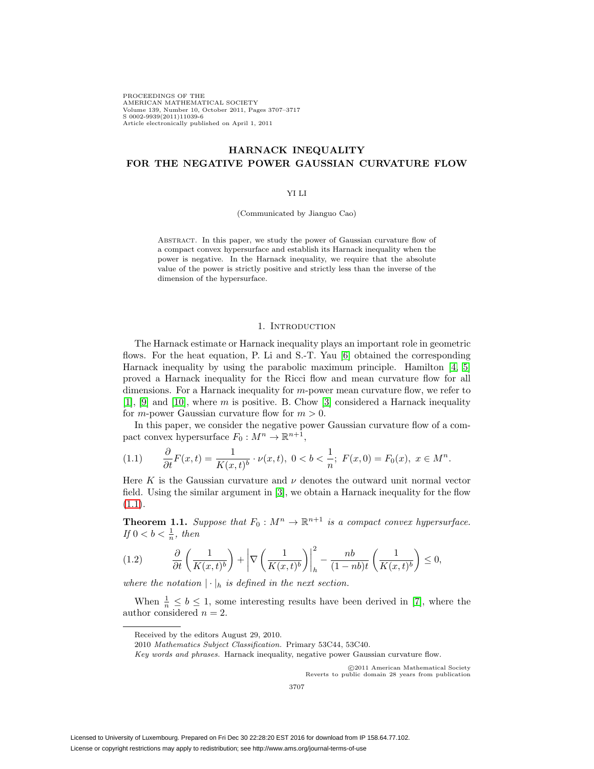# HARNACK INEQUALITY FOR THE NEGATIVE POWER GAUSSIAN CURVATURE FLOW

YI LI

(Communicated by Jianguo Cao)

ABSTRACT. In this paper, we study the power of Gaussian curvature flow of a compact convex hypersurface and establish its Harnack inequality when the power is negative. In the Harnack inequality, we require that the absolute value of the power is strictly positive and strictly less than the inverse of the dimension of the hypersurface.

## 1. INTRODUCTION

The Harnack estimate or Harnack inequality plays an important role in geometric flows. For the heat equation, P. Li and S.-T. Yau [6] obtained the corresponding Harnack inequality by using the parabolic maximum principle. Hamilton [4, 5] proved a Harnack inequality for the Ricci flow and mean curvature flow for all dimensions. For a Harnack inequality for $m$-power mean curvature flow, we refer to [1], [9] and [10], where $m$ is positive. B. Chow [3] considered a Harnack inequality for $m$-power Gaussian curvature flow for $m > 0$.

In this paper, we consider the negative power Gaussian curvature flow of a compact convex hypersurface $F_0 : M^n \to \mathbb{R}^{n+1}$,

$$\frac{\partial}{\partial t}F(x,t) = \frac{1}{K(x,t)^b} \cdot \nu(x,t),\ 0 < b < \frac{1}{n};\ F(x,0) = F_0(x),\ x \in M^n. \tag{1.1}$$

Here $K$ is the Gaussian curvature and $\nu$ denotes the outward unit normal vector field. Using the similar argument in [3], we obtain a Harnack inequality for the flow (1.1).

**Theorem 1.1.** *Suppose that $F_0 : M^n \to \mathbb{R}^{n+1}$ is a compact convex hypersurface. If $0 < b < \frac{1}{n}$, then*

$$\frac{\partial}{\partial t}\left(\frac{1}{K(x,t)^b}\right) + \left|\nabla\left(\frac{1}{K(x,t)^b}\right)\right|_h^2 - \frac{nb}{(1-nb)t}\left(\frac{1}{K(x,t)^b}\right) \le 0, \tag{1.2}$$

*where the notation $|\cdot|_h$ is defined in the next section.*

When $\frac{1}{n} \le b \le 1$, some interesting results have been derived in [7], where the author considered $n = 2$.

---

Received by the editors August 29, 2010.

2010 *Mathematics Subject Classification.* Primary 53C44, 53C40.

*Key words and phrases.* Harnack inequality, negative power Gaussian curvature flow.

©2011 American Mathematical Society
Reverts to public domain 28 years from publication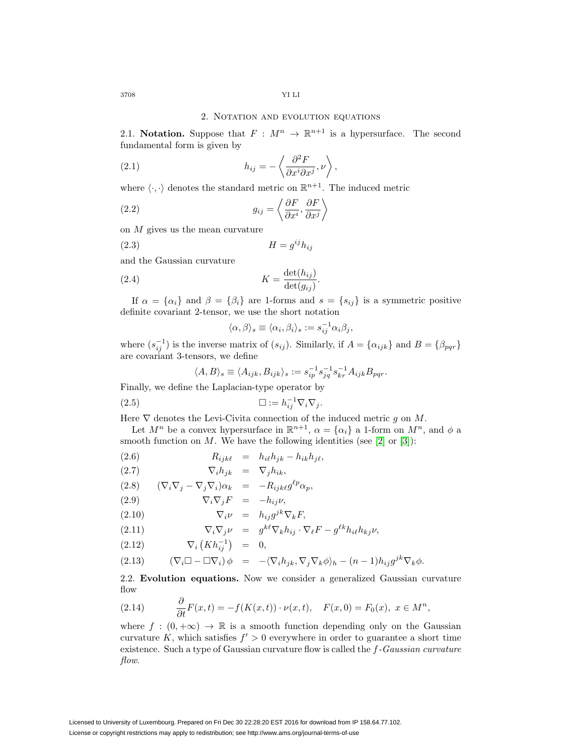## 2. Notation and evolution equations

2.1. **Notation.** Suppose that $F : M^n \to \mathbb{R}^{n+1}$ is a hypersurface. The second fundamental form is given by

$$h_{ij} = -\left\langle \frac{\partial^2 F}{\partial x^i \partial x^j}, \nu \right\rangle, \tag{2.1}$$

where $\langle \cdot, \cdot \rangle$ denotes the standard metric on $\mathbb{R}^{n+1}$. The induced metric

$$g_{ij} = \left\langle \frac{\partial F}{\partial x^i}, \frac{\partial F}{\partial x^j} \right\rangle \tag{2.2}$$

on $M$ gives us the mean curvature

$$H = g^{ij} h_{ij} \tag{2.3}$$

and the Gaussian curvature

$$K = \frac{\det(h_{ij})}{\det(g_{ij})}. \tag{2.4}$$

If $\alpha = \{\alpha_i\}$ and $\beta = \{\beta_i\}$ are 1-forms and $s = \{s_{ij}\}$ is a symmetric positive definite covariant 2-tensor, we use the short notation

$$\langle \alpha, \beta \rangle_s \equiv \langle \alpha_i, \beta_i \rangle_s := s^{-1}_{ij} \alpha_i \beta_j,$$

where $(s^{-1}_{ij})$ is the inverse matrix of $(s_{ij})$. Similarly, if $A = \{\alpha_{ijk}\}$ and $B = \{\beta_{pqr}\}$ are covariant 3-tensors, we define

$$\langle A, B \rangle_s \equiv \langle A_{ijk}, B_{ijk} \rangle_s := s^{-1}_{ip} s^{-1}_{jq} s^{-1}_{kr} A_{ijk} B_{pqr}.$$

Finally, we define the Laplacian-type operator by

$$\Box := h^{-1}_{ij} \nabla_i \nabla_j. \tag{2.5}$$

Here $\nabla$ denotes the Levi-Civita connection of the induced metric $g$ on $M$.

Let $M^n$ be a convex hypersurface in $\mathbb{R}^{n+1}$, $\alpha = \{\alpha_i\}$ a 1-form on $M^n$, and $\phi$ a smooth function on $M$. We have the following identities (see [2] or [3]):

$$R_{ijk\ell} = h_{i\ell} h_{jk} - h_{ik} h_{j\ell}, \tag{2.6}$$

$$\nabla_i h_{jk} = \nabla_j h_{ik}, \tag{2.7}$$

$$(\nabla_i \nabla_j - \nabla_j \nabla_i) \alpha_k = -R_{ijk\ell} g^{\ell p} \alpha_p, \tag{2.8}$$

$$\nabla_i \nabla_j F = -h_{ij} \nu, \tag{2.9}$$

$$\nabla_i \nu = h_{ij} g^{jk} \nabla_k F, \tag{2.10}$$

$$\nabla_i \nabla_j \nu = g^{k\ell} \nabla_k h_{ij} \cdot \nabla_\ell F - g^{\ell k} h_{i\ell} h_{kj} \nu, \tag{2.11}$$

$$\nabla_i \left( K h^{-1}_{ij} \right) = 0, \tag{2.12}$$

$$(\nabla_i \Box - \Box \nabla_i) \phi = -\langle \nabla_i h_{jk}, \nabla_j \nabla_k \phi \rangle_h - (n-1) h_{ij} g^{jk} \nabla_k \phi. \tag{2.13}$$

2.2. **Evolution equations.** Now we consider a generalized Gaussian curvature flow

$$\frac{\partial}{\partial t} F(x,t) = -f(K(x,t)) \cdot \nu(x,t), \quad F(x,0) = F_0(x), \ x \in M^n, \tag{2.14}$$

where $f : (0, +\infty) \to \mathbb{R}$ is a smooth function depending only on the Gaussian curvature $K$, which satisfies $f' > 0$ everywhere in order to guarantee a short time existence. Such a type of Gaussian curvature flow is called the *$f$-Gaussian curvature flow*.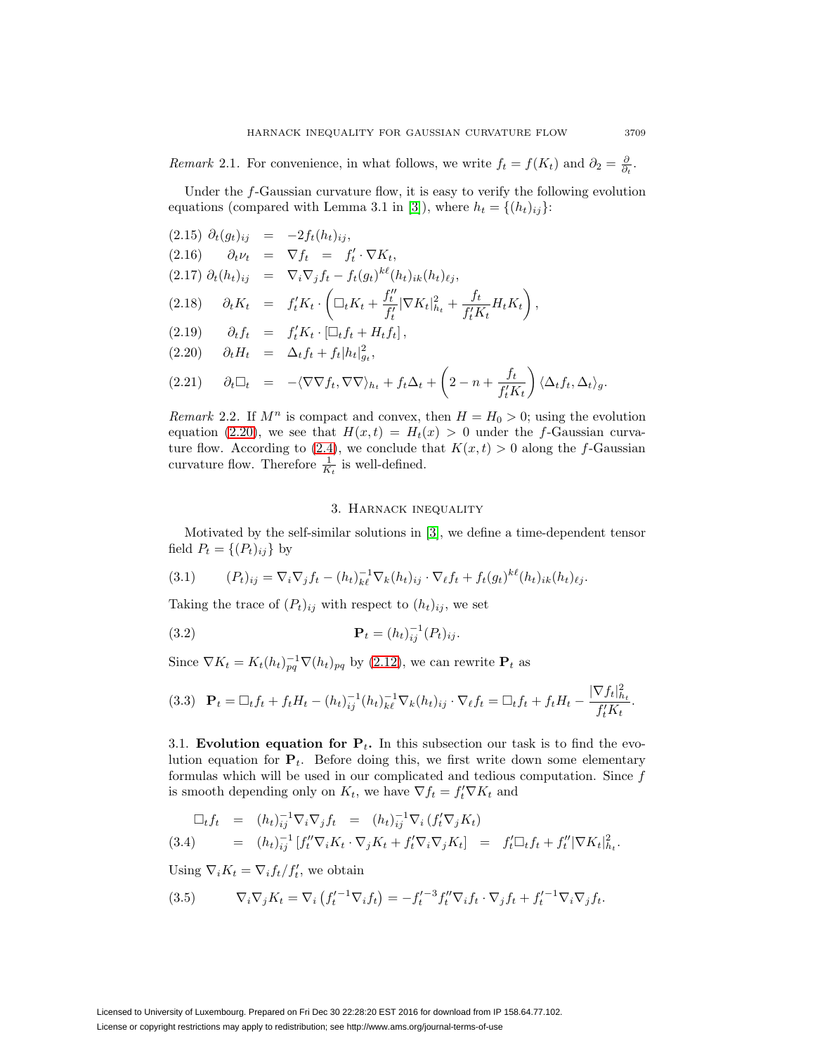*Remark* 2.1. For convenience, in what follows, we write $f_t = f(K_t)$ and $\partial_2 = \frac{\partial}{\partial_t}$.

Under the $f$-Gaussian curvature flow, it is easy to verify the following evolution equations (compared with Lemma 3.1 in [3]), where $h_t = \{(h_t)_{ij}\}$:

$$
\begin{aligned}
&(2.15)\quad \partial_t(g_t)_{ij} &=& \; -2f_t(h_t)_{ij}, \\
&(2.16)\quad \partial_t\nu_t &=& \; \nabla f_t \; = \; f_t' \cdot \nabla K_t, \\
&(2.17)\quad \partial_t(h_t)_{ij} &=& \; \nabla_i\nabla_j f_t - f_t(g_t)^{k\ell}(h_t)_{ik}(h_t)_{\ell j}, \\
&(2.18)\quad \partial_t K_t &=& \; f_t' K_t \cdot \left(\Box_t K_t + \frac{f_t''}{f_t'}|\nabla K_t|^2_{h_t} + \frac{f_t}{f_t' K_t} H_t K_t\right), \\
&(2.19)\quad \partial_t f_t &=& \; f_t' K_t \cdot \left[\Box_t f_t + H_t f_t\right], \\
&(2.20)\quad \partial_t H_t &=& \; \Delta_t f_t + f_t |h_t|^2_{g_t}, \\
&(2.21)\quad \partial_t \Box_t &=& \; -\langle \nabla\nabla f_t, \nabla\nabla\rangle_{h_t} + f_t\Delta_t + \left(2 - n + \frac{f_t}{f_t' K_t}\right)\langle \Delta_t f_t, \Delta_t\rangle_g.
\end{aligned}
$$

*Remark* 2.2. If $M^n$ is compact and convex, then $H = H_0 > 0$; using the evolution equation (2.20), we see that $H(x,t) = H_t(x) > 0$ under the $f$-Gaussian curvature flow. According to (2.4), we conclude that $K(x,t) > 0$ along the $f$-Gaussian curvature flow. Therefore $\frac{1}{K_t}$ is well-defined.

## 3. Harnack inequality

Motivated by the self-similar solutions in [3], we define a time-dependent tensor field $P_t = \{(P_t)_{ij}\}$ by

$$
(3.1)\qquad (P_t)_{ij} = \nabla_i\nabla_j f_t - (h_t)^{-1}_{k\ell}\nabla_k(h_t)_{ij} \cdot \nabla_\ell f_t + f_t(g_t)^{k\ell}(h_t)_{ik}(h_t)_{\ell j}.
$$

Taking the trace of $(P_t)_{ij}$ with respect to $(h_t)_{ij}$, we set

$$
(3.2)\qquad \mathbf{P}_t = (h_t)^{-1}_{ij}(P_t)_{ij}.
$$

Since $\nabla K_t = K_t(h_t)^{-1}_{pq}\nabla(h_t)_{pq}$ by (2.12), we can rewrite $\mathbf{P}_t$ as

$$
(3.3)\quad \mathbf{P}_t = \Box_t f_t + f_t H_t - (h_t)^{-1}_{ij}(h_t)^{-1}_{k\ell}\nabla_k(h_t)_{ij} \cdot \nabla_\ell f_t = \Box_t f_t + f_t H_t - \frac{|\nabla f_t|^2_{h_t}}{f_t' K_t}.
$$

3.1. **Evolution equation for $\mathbf{P}_t$.** In this subsection our task is to find the evolution equation for $\mathbf{P}_t$. Before doing this, we first write down some elementary formulas which will be used in our complicated and tedious computation. Since $f$ is smooth depending only on $K_t$, we have $\nabla f_t = f_t'\nabla K_t$ and

$$
\begin{aligned}
\Box_t f_t &= (h_t)^{-1}_{ij}\nabla_i\nabla_j f_t = (h_t)^{-1}_{ij}\nabla_i\left(f_t'\nabla_j K_t\right) \\
(3.4)\qquad &= (h_t)^{-1}_{ij}\left[f_t''\nabla_i K_t \cdot \nabla_j K_t + f_t'\nabla_i\nabla_j K_t\right] = f_t'\Box_t f_t + f_t''|\nabla K_t|^2_{h_t}.
\end{aligned}
$$

Using $\nabla_i K_t = \nabla_i f_t / f_t'$, we obtain

$$
(3.5)\qquad \nabla_i\nabla_j K_t = \nabla_i\left(f_t'^{-1}\nabla_i f_t\right) = -f_t'^{-3}f_t''\nabla_i f_t \cdot \nabla_j f_t + f_t'^{-1}\nabla_i\nabla_j f_t.
$$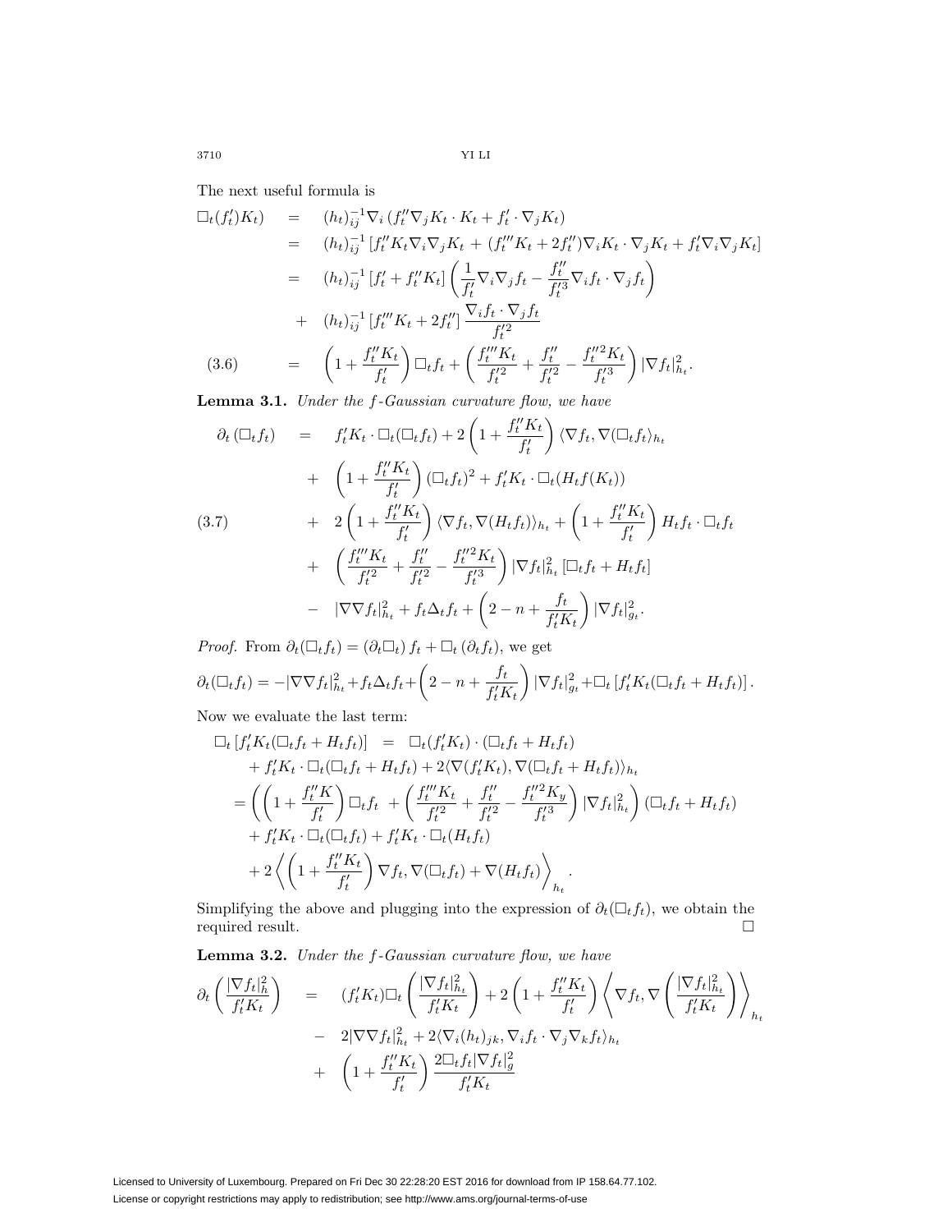The next useful formula is

$$
\begin{aligned}
\Box_t(f_t')K_t) &= (h_t)_{ij}^{-1}\nabla_i\left(f_t''\nabla_j K_t\cdot K_t + f_t'\cdot\nabla_j K_t\right)\\
&= (h_t)_{ij}^{-1}\left[f_t''K_t\nabla_i\nabla_j K_t + (f_t'''K_t+2f_t'')\nabla_i K_t\cdot\nabla_j K_t + f_t'\nabla_i\nabla_j K_t\right]\\
&= (h_t)_{ij}^{-1}\left[f_t' + f_t''K_t\right]\left(\frac{1}{f_t'}\nabla_i\nabla_j f_t - \frac{f_t''}{f_t'^3}\nabla_i f_t\cdot\nabla_j f_t\right)\\
&\quad + (h_t)_{ij}^{-1}\left[f_t'''K_t + 2f_t''\right]\frac{\nabla_i f_t\cdot\nabla_j f_t}{f_t'^2}\\
&= \left(1+\frac{f_t''K_t}{f_t'}\right)\Box_t f_t + \left(\frac{f_t'''K_t}{f_t'^2}+\frac{f_t''}{f_t'^2}-\frac{f_t''^2K_t}{f_t'^3}\right)|\nabla f_t|^2_{h_t}. \qquad (3.6)
\end{aligned}
$$

**Lemma 3.1.** *Under the $f$-Gaussian curvature flow, we have*

$$
\begin{aligned}
\partial_t\left(\Box_t f_t\right) &= f_t'K_t\cdot\Box_t(\Box_t f_t) + 2\left(1+\frac{f_t''K_t}{f_t'}\right)\langle\nabla f_t,\nabla(\Box_t f_t\rangle_{h_t}\\
&\quad + \left(1+\frac{f_t''K_t}{f_t'}\right)(\Box_t f_t)^2 + f_t'K_t\cdot\Box_t(H_t f(K_t))\\
&\quad + 2\left(1+\frac{f_t''K_t}{f_t'}\right)\langle\nabla f_t,\nabla(H_t f_t)\rangle_{h_t} + \left(1+\frac{f_t''K_t}{f_t'}\right)H_t f_t\cdot\Box_t f_t\\
&\quad + \left(\frac{f_t'''K_t}{f_t'^2}+\frac{f_t''}{f_t'^2}-\frac{f_t''^2K_t}{f_t'^3}\right)|\nabla f_t|^2_{h_t}\left[\Box_t f_t + H_t f_t\right]\\
&\quad - |\nabla\nabla f_t|^2_{h_t} + f_t\Delta_t f_t + \left(2-n+\frac{f_t}{f_t'K_t}\right)|\nabla f_t|^2_{g_t}. \qquad (3.7)
\end{aligned}
$$

*Proof.* From $\partial_t(\Box_t f_t) = (\partial_t\Box_t)\,f_t + \Box_t\,(\partial_t f_t)$, we get

$$
\partial_t(\Box_t f_t) = -|\nabla\nabla f_t|^2_{h_t} + f_t\Delta_t f_t + \left(2-n+\frac{f_t}{f_t'K_t}\right)|\nabla f_t|^2_{g_t} + \Box_t\left[f_t'K_t(\Box_t f_t + H_t f_t)\right].
$$

Now we evaluate the last term:

$$
\begin{aligned}
\Box_t\left[f_t'K_t(\Box_t f_t + H_t f_t)\right] &= \Box_t(f_t'K_t)\cdot(\Box_t f_t + H_t f_t)\\
&\quad + f_t'K_t\cdot\Box_t(\Box_t f_t + H_t f_t) + 2\langle\nabla(f_t'K_t),\nabla(\Box_t f_t + H_t f_t)\rangle_{h_t}\\
&= \left(\left(1+\frac{f_t''K}{f_t'}\right)\Box_t f_t \;+\left(\frac{f_t'''K_t}{f_t'^2}+\frac{f_t''}{f_t'^2}-\frac{f_t''^2K_y}{f_t'^3}\right)|\nabla f_t|^2_{h_t}\right)(\Box_t f_t + H_t f_t)\\
&\quad + f_t'K_t\cdot\Box_t(\Box_t f_t) + f_t'K_t\cdot\Box_t(H_t f_t)\\
&\quad + 2\left\langle\left(1+\frac{f_t''K_t}{f_t'}\right)\nabla f_t,\nabla(\Box_t f_t)+\nabla(H_t f_t)\right\rangle_{h_t}.
\end{aligned}
$$

Simplifying the above and plugging into the expression of $\partial_t(\Box_t f_t)$, we obtain the required result. $\Box$

**Lemma 3.2.** *Under the $f$-Gaussian curvature flow, we have*

$$
\begin{aligned}
\partial_t\left(\frac{|\nabla f_t|^2_h}{f_t'K_t}\right) &= (f_t'K_t)\Box_t\left(\frac{|\nabla f_t|^2_{h_t}}{f_t'K_t}\right) + 2\left(1+\frac{f_t''K_t}{f_t'}\right)\left\langle\nabla f_t,\nabla\left(\frac{|\nabla f_t|^2_{h_t}}{f_t'K_t}\right)\right\rangle_{h_t}\\
&\quad - 2|\nabla\nabla f_t|^2_{h_t} + 2\langle\nabla_i(h_t)_{jk},\nabla_i f_t\cdot\nabla_j\nabla_k f_t\rangle_{h_t}\\
&\quad + \left(1+\frac{f_t''K_t}{f_t'}\right)\frac{2\Box_t f_t|\nabla f_t|^2_g}{f_t'K_t}
\end{aligned}
$$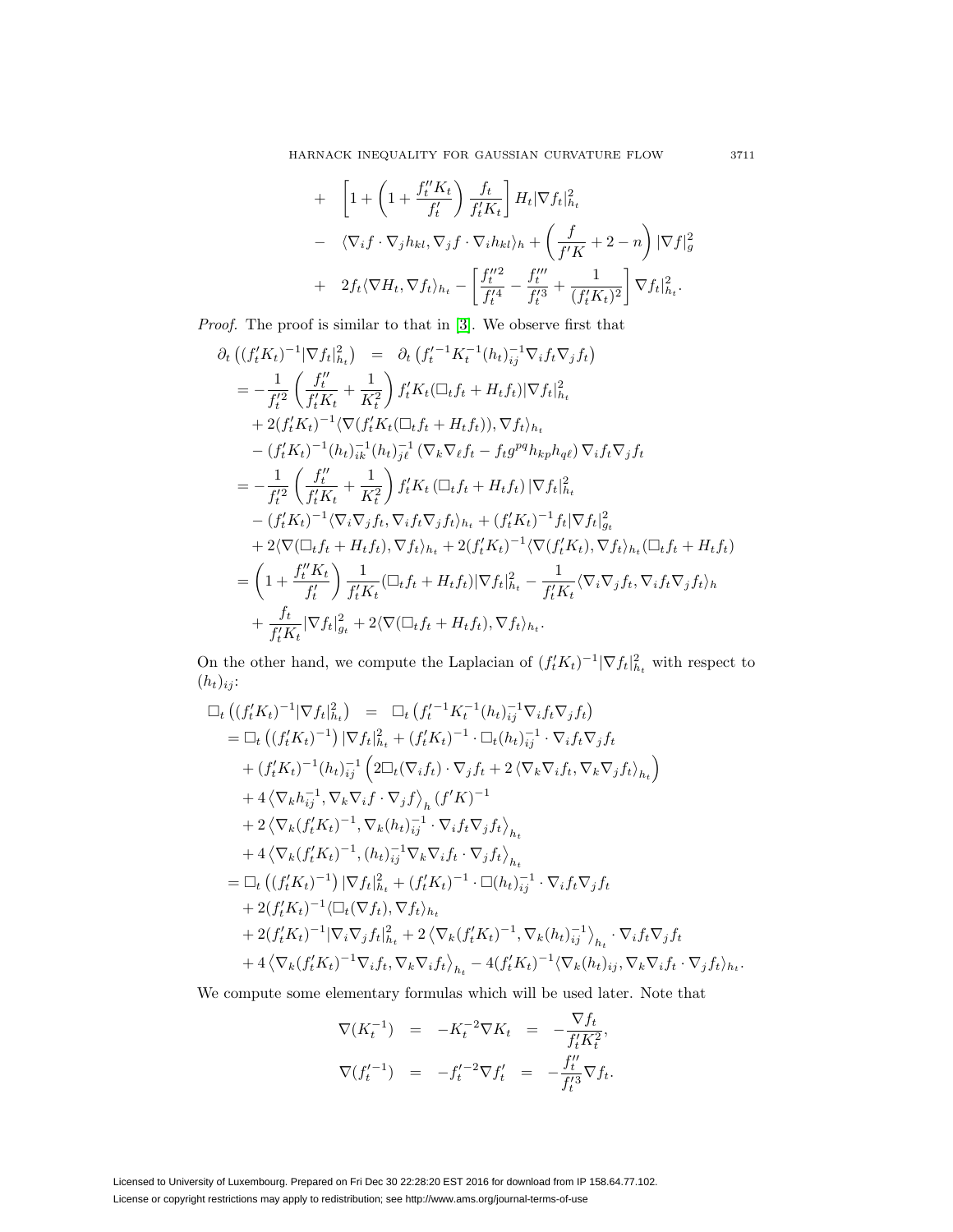$$
\begin{aligned}
&+ \quad \left[1+\left(1+\frac{f_t''K_t}{f_t'}\right)\frac{f_t}{f_t'K_t}\right]H_t|\nabla f_t|^2_{h_t}\\
&- \quad \langle \nabla_i f\cdot\nabla_j h_{kl},\nabla_j f\cdot\nabla_i h_{kl}\rangle_h+\left(\frac{f}{f'K}+2-n\right)|\nabla f|^2_g\\
&+ \quad 2f_t\langle\nabla H_t,\nabla f_t\rangle_{h_t}-\left[\frac{f_t''^2}{f_t'^4}-\frac{f_t'''}{f_t'^3}+\frac{1}{(f_t'K_t)^2}\right]\nabla f_t|^2_{h_t}.
\end{aligned}
$$

*Proof.* The proof is similar to that in [3]. We observe first that

$$
\begin{aligned}
\partial_t\left((f_t'K_t)^{-1}|\nabla f_t|^2_{h_t}\right) \quad &= \quad \partial_t\left(f_t'^{-1}K_t^{-1}(h_t)^{-1}_{ij}\nabla_i f_t\nabla_j f_t\right)\\
&= -\frac{1}{f_t'^2}\left(\frac{f_t''}{f_t'K_t}+\frac{1}{K_t^2}\right)f_t'K_t(\Box_t f_t+H_tf_t)|\nabla f_t|^2_{h_t}\\
&\quad+2(f_t'K_t)^{-1}\langle\nabla(f_t'K_t(\Box_t f_t+H_tf_t)),\nabla f_t\rangle_{h_t}\\
&\quad-(f_t'K_t)^{-1}(h_t)^{-1}_{ik}(h_t)^{-1}_{j\ell}\left(\nabla_k\nabla_\ell f_t-f_tg^{pq}h_{kp}h_{q\ell}\right)\nabla_i f_t\nabla_j f_t\\
&= -\frac{1}{f_t'^2}\left(\frac{f_t''}{f_t'K_t}+\frac{1}{K_t^2}\right)f_t'K_t\left(\Box_t f_t+H_tf_t\right)|\nabla f_t|^2_{h_t}\\
&\quad-(f_t'K_t)^{-1}\langle\nabla_i\nabla_j f_t,\nabla_i f_t\nabla_j f_t\rangle_{h_t}+(f_t'K_t)^{-1}f_t|\nabla f_t|^2_{g_t}\\
&\quad+2\langle\nabla(\Box_t f_t+H_tf_t),\nabla f_t\rangle_{h_t}+2(f_t'K_t)^{-1}\langle\nabla(f_t'K_t),\nabla f_t\rangle_{h_t}(\Box_t f_t+H_tf_t)\\
&=\left(1+\frac{f_t''K_t}{f_t'}\right)\frac{1}{f_t'K_t}(\Box_t f_t+H_tf_t)|\nabla f_t|^2_{h_t}-\frac{1}{f_t'K_t}\langle\nabla_i\nabla_j f_t,\nabla_i f_t\nabla_j f_t\rangle_h\\
&\quad+\frac{f_t}{f_t'K_t}|\nabla f_t|^2_{g_t}+2\langle\nabla(\Box_t f_t+H_tf_t),\nabla f_t\rangle_{h_t}.
\end{aligned}
$$

On the other hand, we compute the Laplacian of $(f_t'K_t)^{-1}|\nabla f_t|^2_{h_t}$ with respect to $(h_t)_{ij}$:

$$
\begin{aligned}
\Box_t\left((f_t'K_t)^{-1}|\nabla f_t|^2_{h_t}\right) \quad &= \quad \Box_t\left(f_t'^{-1}K_t^{-1}(h_t)^{-1}_{ij}\nabla_i f_t\nabla_j f_t\right)\\
&=\Box_t\left((f_t'K_t)^{-1}\right)|\nabla f_t|^2_{h_t}+(f_t'K_t)^{-1}\cdot\Box_t(h_t)^{-1}_{ij}\cdot\nabla_i f_t\nabla_j f_t\\
&\quad+(f_t'K_t)^{-1}(h_t)^{-1}_{ij}\left(2\Box_t(\nabla_i f_t)\cdot\nabla_j f_t+2\left\langle\nabla_k\nabla_i f_t,\nabla_k\nabla_j f_t\right\rangle_{h_t}\right)\\
&\quad+4\left\langle\nabla_k h^{-1}_{ij},\nabla_k\nabla_i f\cdot\nabla_j f\right\rangle_h(f'K)^{-1}\\
&\quad+2\left\langle\nabla_k(f_t'K_t)^{-1},\nabla_k(h_t)^{-1}_{ij}\cdot\nabla_i f_t\nabla_j f_t\right\rangle_{h_t}\\
&\quad+4\left\langle\nabla_k(f_t'K_t)^{-1},(h_t)^{-1}_{ij}\nabla_k\nabla_i f_t\cdot\nabla_j f_t\right\rangle_{h_t}\\
&=\Box_t\left((f_t'K_t)^{-1}\right)|\nabla f_t|^2_{h_t}+(f_t'K_t)^{-1}\cdot\Box(h_t)^{-1}_{ij}\cdot\nabla_i f_t\nabla_j f_t\\
&\quad+2(f_t'K_t)^{-1}\langle\Box_t(\nabla f_t),\nabla f_t\rangle_{h_t}\\
&\quad+2(f_t'K_t)^{-1}|\nabla_i\nabla_j f_t|^2_{h_t}+2\left\langle\nabla_k(f_t'K_t)^{-1},\nabla_k(h_t)^{-1}_{ij}\right\rangle_{h_t}\cdot\nabla_i f_t\nabla_j f_t\\
&\quad+4\left\langle\nabla_k(f_t'K_t)^{-1}\nabla_i f_t,\nabla_k\nabla_i f_t\right\rangle_{h_t}-4(f_t'K_t)^{-1}\langle\nabla_k(h_t)_{ij},\nabla_k\nabla_i f_t\cdot\nabla_j f_t\rangle_{h_t}.
\end{aligned}
$$

We compute some elementary formulas which will be used later. Note that

$$
\begin{aligned}
\nabla(K_t^{-1}) \quad &= \quad -K_t^{-2}\nabla K_t \quad = \quad -\frac{\nabla f_t}{f_t'K_t^2},\\
\nabla(f_t'^{-1}) \quad &= \quad -f_t'^{-2}\nabla f_t' \quad = \quad -\frac{f_t''}{f_t'^3}\nabla f_t.
\end{aligned}
$$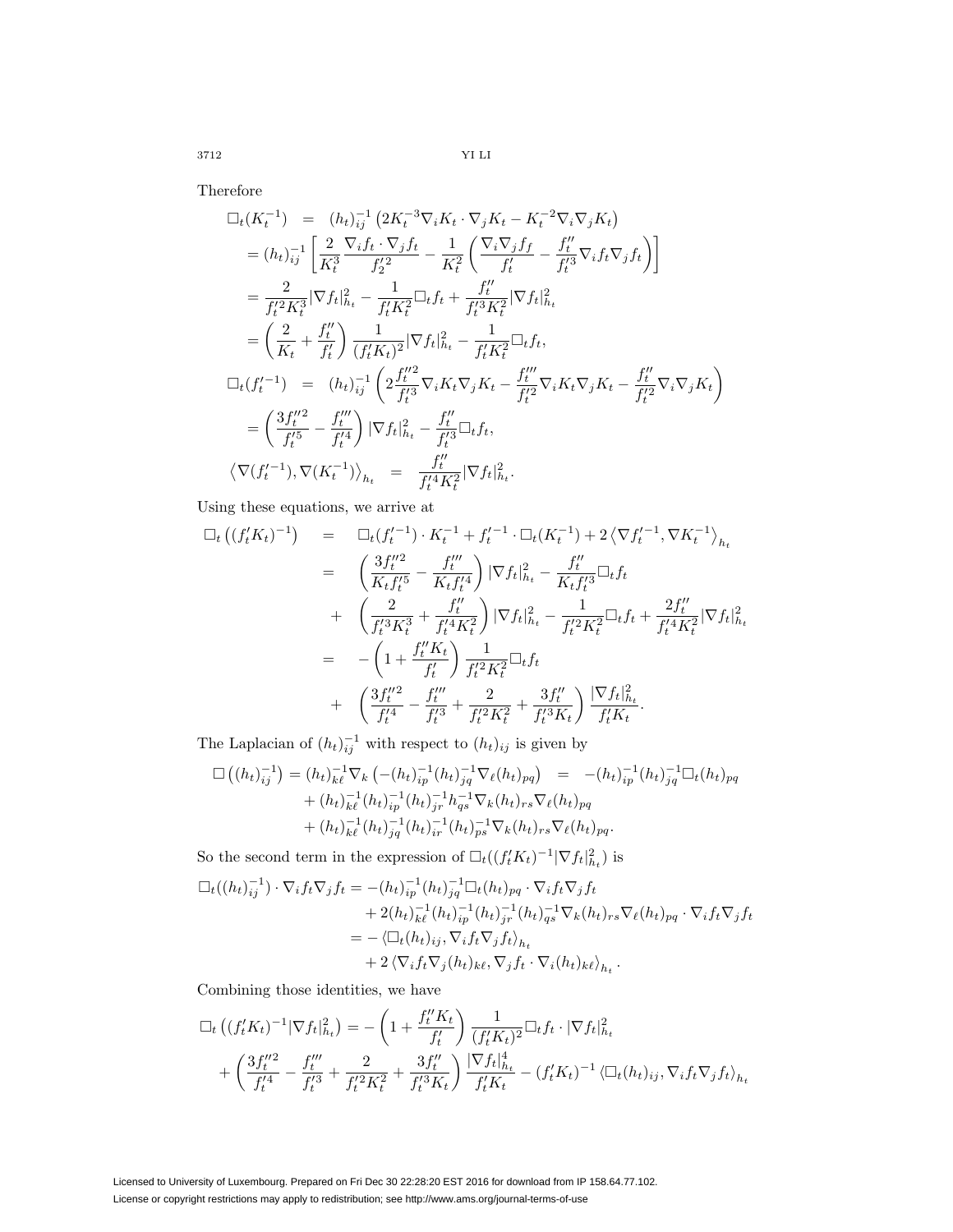Therefore

$$
\begin{aligned}
\Box_t(K_t^{-1}) &= (h_t)_{ij}^{-1}\left(2K_t^{-3}\nabla_i K_t\cdot\nabla_j K_t - K_t^{-2}\nabla_i\nabla_j K_t\right)\\
&= (h_t)_{ij}^{-1}\left[\frac{2}{K_t^3}\frac{\nabla_i f_t\cdot\nabla_j f_t}{f_2'^2} - \frac{1}{K_t^2}\left(\frac{\nabla_i\nabla_j f_f}{f_t'} - \frac{f_t''}{f_t'^3}\nabla_i f_t\nabla_j f_t\right)\right]\\
&= \frac{2}{f_t'^2 K_t^3}|\nabla f_t|^2_{h_t} - \frac{1}{f_t' K_t^2}\Box_t f_t + \frac{f_t''}{f_t'^3 K_t^2}|\nabla f_t|^2_{h_t}\\
&= \left(\frac{2}{K_t} + \frac{f_t''}{f_t'}\right)\frac{1}{(f_t' K_t)^2}|\nabla f_t|^2_{h_t} - \frac{1}{f_t' K_t^2}\Box_t f_t,\\
\Box_t(f_t'^{-1}) &= (h_t)_{ij}^{-1}\left(2\frac{f_t''^2}{f_t'^3}\nabla_i K_t\nabla_j K_t - \frac{f_t'''}{f_t'^2}\nabla_i K_t\nabla_j K_t - \frac{f_t''}{f_t'^2}\nabla_i\nabla_j K_t\right)\\
&= \left(\frac{3f_t''^2}{f_t'^5} - \frac{f_t'''}{f_t'^4}\right)|\nabla f_t|^2_{h_t} - \frac{f_t''}{f_t'^3}\Box_t f_t,\\
\left\langle\nabla(f_t'^{-1}),\nabla(K_t^{-1})\right\rangle_{h_t} &= \frac{f_t''}{f_t'^4 K_t^2}|\nabla f_t|^2_{h_t}.
\end{aligned}
$$

Using these equations, we arrive at

$$
\begin{aligned}
\Box_t\left((f_t' K_t)^{-1}\right) &= \Box_t(f_t'^{-1})\cdot K_t^{-1} + f_t'^{-1}\cdot\Box_t(K_t^{-1}) + 2\left\langle\nabla f_t'^{-1},\nabla K_t^{-1}\right\rangle_{h_t}\\
&= \left(\frac{3f_t''^2}{K_t f_t'^5} - \frac{f_t'''}{K_t f_t'^4}\right)|\nabla f_t|^2_{h_t} - \frac{f_t''}{K_t f_t'^3}\Box_t f_t\\
&\quad + \left(\frac{2}{f_t'^3 K_t^3} + \frac{f_t''}{f_t'^4 K_t^2}\right)|\nabla f_t|^2_{h_t} - \frac{1}{f_t'^2 K_t^2}\Box_t f_t + \frac{2f_t''}{f_t'^4 K_t^2}|\nabla f_t|^2_{h_t}\\
&= -\left(1 + \frac{f_t'' K_t}{f_t'}\right)\frac{1}{f_t'^2 K_t^2}\Box_t f_t\\
&\quad + \left(\frac{3f_t''^2}{f_t'^4} - \frac{f_t'''}{f_t'^3} + \frac{2}{f_t'^2 K_t^2} + \frac{3f_t''}{f_t'^3 K_t}\right)\frac{|\nabla f_t|^2_{h_t}}{f_t' K_t}.
\end{aligned}
$$

The Laplacian of $(h_t)_{ij}^{-1}$ with respect to $(h_t)_{ij}$ is given by

$$
\begin{aligned}
\Box\left((h_t)_{ij}^{-1}\right) = (h_t)_{k\ell}^{-1}\nabla_k\left(-(h_t)_{ip}^{-1}(h_t)_{jq}^{-1}\nabla_\ell(h_t)_{pq}\right) &= -(h_t)_{ip}^{-1}(h_t)_{jq}^{-1}\Box_t(h_t)_{pq}\\
+ (h_t)_{k\ell}^{-1}(h_t)_{ip}^{-1}(h_t)_{jr}^{-1}h_{qs}^{-1}\nabla_k(h_t)_{rs}\nabla_\ell(h_t)_{pq}&\\
+ (h_t)_{k\ell}^{-1}(h_t)_{jq}^{-1}(h_t)_{ir}^{-1}(h_t)_{ps}^{-1}\nabla_k(h_t)_{rs}\nabla_\ell(h_t)_{pq}.&
\end{aligned}
$$

So the second term in the expression of $\Box_t((f_t' K_t)^{-1}|\nabla f_t|^2_{h_t})$ is

$$
\begin{aligned}
\Box_t((h_t)_{ij}^{-1})\cdot\nabla_i f_t\nabla_j f_t &= -(h_t)_{ip}^{-1}(h_t)_{jq}^{-1}\Box_t(h_t)_{pq}\cdot\nabla_i f_t\nabla_j f_t\\
&\quad + 2(h_t)_{k\ell}^{-1}(h_t)_{ip}^{-1}(h_t)_{jr}^{-1}(h_t)_{qs}^{-1}\nabla_k(h_t)_{rs}\nabla_\ell(h_t)_{pq}\cdot\nabla_i f_t\nabla_j f_t\\
&= -\left\langle\Box_t(h_t)_{ij},\nabla_i f_t\nabla_j f_t\right\rangle_{h_t}\\
&\quad + 2\left\langle\nabla_i f_t\nabla_j(h_t)_{k\ell},\nabla_j f_t\cdot\nabla_i(h_t)_{k\ell}\right\rangle_{h_t}.
\end{aligned}
$$

Combining those identities, we have

$$
\begin{aligned}
\Box_t\left((f_t' K_t)^{-1}|\nabla f_t|^2_{h_t}\right) &= -\left(1 + \frac{f_t'' K_t}{f_t'}\right)\frac{1}{(f_t' K_t)^2}\Box_t f_t\cdot|\nabla f_t|^2_{h_t}\\
&+ \left(\frac{3f_t''^2}{f_t'^4} - \frac{f_t'''}{f_t'^3} + \frac{2}{f_t'^2 K_t^2} + \frac{3f_t''}{f_t'^3 K_t}\right)\frac{|\nabla f_t|^4_{h_t}}{f_t' K_t} - (f_t' K_t)^{-1}\left\langle\Box_t(h_t)_{ij},\nabla_i f_t\nabla_j f_t\right\rangle_{h_t}
\end{aligned}
$$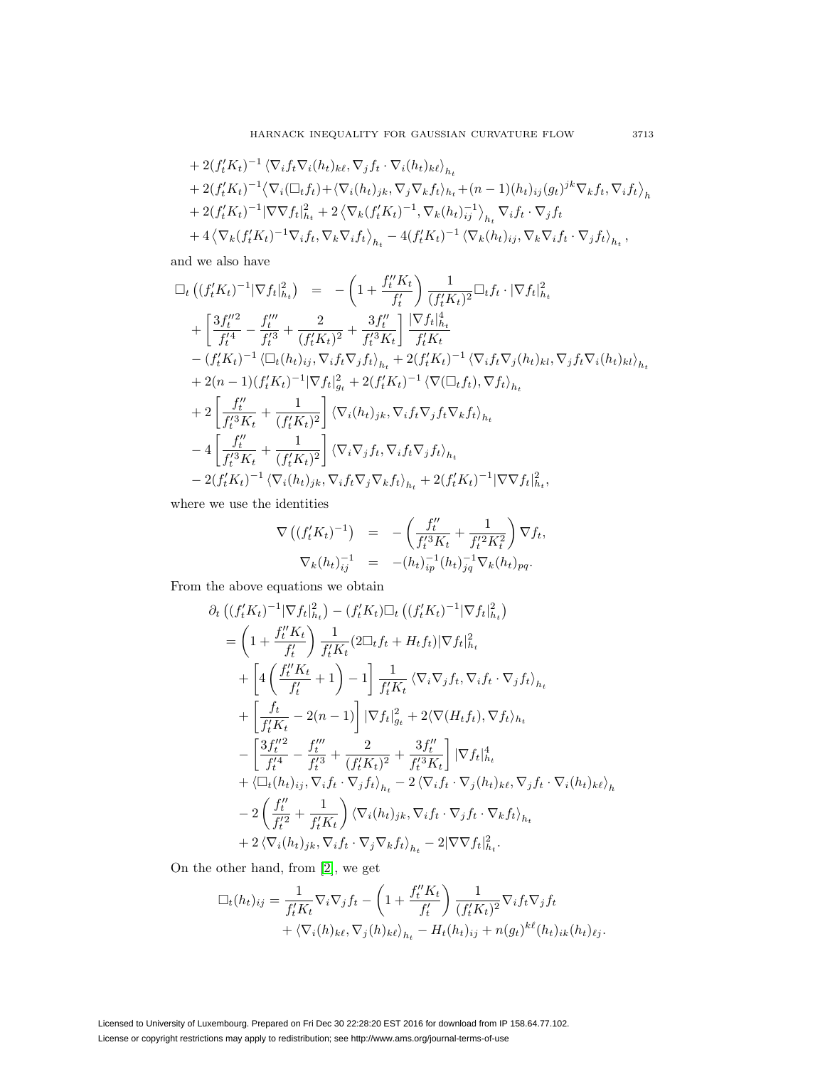$$
\begin{aligned}
&+2(f_t'K_t)^{-1}\left\langle \nabla_i f_t \nabla_i (h_t)_{k\ell}, \nabla_j f_t \cdot \nabla_i (h_t)_{k\ell}\right\rangle_{h_t} \\
&+2(f_t'K_t)^{-1}\left\langle \nabla_i(\Box_t f_t) + \langle \nabla_i (h_t)_{jk}, \nabla_j \nabla_k f_t\rangle_{h_t} + (n-1)(h_t)_{ij}(g_t)^{jk}\nabla_k f_t, \nabla_i f_t\right\rangle_h \\
&+2(f_t'K_t)^{-1}|\nabla\nabla f_t|^2_{h_t} + 2\left\langle \nabla_k (f_t'K_t)^{-1}, \nabla_k (h_t)^{-1}_{ij}\right\rangle_{h_t} \nabla_i f_t \cdot \nabla_j f_t \\
&+4\left\langle \nabla_k (f_t'K_t)^{-1}\nabla_i f_t, \nabla_k \nabla_i f_t\right\rangle_{h_t} - 4(f_t'K_t)^{-1}\left\langle \nabla_k (h_t)_{ij}, \nabla_k \nabla_i f_t \cdot \nabla_j f_t\right\rangle_{h_t},
\end{aligned}
$$

and we also have

$$
\begin{aligned}
\Box_t\left((f_t'K_t)^{-1}|\nabla f_t|^2_{h_t}\right) \;&=\; -\left(1+\frac{f_t''K_t}{f_t'}\right)\frac{1}{(f_t'K_t)^2}\Box_t f_t \cdot |\nabla f_t|^2_{h_t} \\
&+\left[\frac{3f_t''^2}{f_t'^4} - \frac{f_t'''}{f_t'^3} + \frac{2}{(f_t'K_t)^2} + \frac{3f_t''}{f_t'^3K_t}\right]\frac{|\nabla f_t|^4_{h_t}}{f_t'K_t} \\
&-(f_t'K_t)^{-1}\left\langle \Box_t (h_t)_{ij}, \nabla_i f_t \nabla_j f_t\right\rangle_{h_t} + 2(f_t'K_t)^{-1}\left\langle \nabla_i f_t \nabla_j (h_t)_{kl}, \nabla_j f_t \nabla_i (h_t)_{kl}\right\rangle_{h_t} \\
&+2(n-1)(f_t'K_t)^{-1}|\nabla f_t|^2_{g_t} + 2(f_t'K_t)^{-1}\left\langle \nabla(\Box_t f_t), \nabla f_t\right\rangle_{h_t} \\
&+2\left[\frac{f_t''}{f_t'^3K_t} + \frac{1}{(f_t'K_t)^2}\right]\left\langle \nabla_i (h_t)_{jk}, \nabla_i f_t \nabla_j f_t \nabla_k f_t\right\rangle_{h_t} \\
&-4\left[\frac{f_t''}{f_t'^3K_t} + \frac{1}{(f_t'K_t)^2}\right]\left\langle \nabla_i \nabla_j f_t, \nabla_i f_t \nabla_j f_t\right\rangle_{h_t} \\
&-2(f_t'K_t)^{-1}\left\langle \nabla_i (h_t)_{jk}, \nabla_i f_t \nabla_j \nabla_k f_t\right\rangle_{h_t} + 2(f_t'K_t)^{-1}|\nabla\nabla f_t|^2_{h_t},
\end{aligned}
$$

where we use the identities

$$
\begin{aligned}
\nabla\left((f_t'K_t)^{-1}\right) \;&=\; -\left(\frac{f_t''}{f_t'^3K_t} + \frac{1}{f_t'^2K_t^2}\right)\nabla f_t, \\
\nabla_k (h_t)^{-1}_{ij} \;&=\; -(h_t)^{-1}_{ip}(h_t)^{-1}_{jq}\nabla_k (h_t)_{pq}.
\end{aligned}
$$

From the above equations we obtain

$$
\begin{aligned}
&\partial_t\left((f_t'K_t)^{-1}|\nabla f_t|^2_{h_t}\right) - (f_t'K_t)\Box_t\left((f_t'K_t)^{-1}|\nabla f_t|^2_{h_t}\right) \\
&= \left(1+\frac{f_t''K_t}{f_t'}\right)\frac{1}{f_t'K_t}(2\Box_t f_t + H_t f_t)|\nabla f_t|^2_{h_t} \\
&\quad+\left[4\left(\frac{f_t''K_t}{f_t'}+1\right)-1\right]\frac{1}{f_t'K_t}\left\langle \nabla_i\nabla_j f_t, \nabla_i f_t \cdot \nabla_j f_t\right\rangle_{h_t} \\
&\quad+\left[\frac{f_t}{f_t'K_t} - 2(n-1)\right]|\nabla f_t|^2_{g_t} + 2\langle \nabla(H_t f_t), \nabla f_t\rangle_{h_t} \\
&\quad-\left[\frac{3f_t''^2}{f_t'^4} - \frac{f_t'''}{f_t'^3} + \frac{2}{(f_t'K_t)^2} + \frac{3f_t''}{f_t'^3K_t}\right]|\nabla f_t|^4_{h_t} \\
&\quad+\left\langle \Box_t (h_t)_{ij}, \nabla_i f_t \cdot \nabla_j f_t\right\rangle_{h_t} - 2\left\langle \nabla_i f_t \cdot \nabla_j (h_t)_{k\ell}, \nabla_j f_t \cdot \nabla_i (h_t)_{k\ell}\right\rangle_h \\
&\quad-2\left(\frac{f_t''}{f_t'^2} + \frac{1}{f_t'K_t}\right)\left\langle \nabla_i (h_t)_{jk}, \nabla_i f_t \cdot \nabla_j f_t \cdot \nabla_k f_t\right\rangle_{h_t} \\
&\quad+2\left\langle \nabla_i (h_t)_{jk}, \nabla_i f_t \cdot \nabla_j \nabla_k f_t\right\rangle_{h_t} - 2|\nabla\nabla f_t|^2_{h_t}.
\end{aligned}
$$

On the other hand, from [2], we get

$$
\begin{aligned}
\Box_t (h_t)_{ij} = &\frac{1}{f_t'K_t}\nabla_i\nabla_j f_t - \left(1+\frac{f_t''K_t}{f_t'}\right)\frac{1}{(f_t'K_t)^2}\nabla_i f_t \nabla_j f_t \\
&+\left\langle \nabla_i (h)_{k\ell}, \nabla_j (h)_{k\ell}\right\rangle_{h_t} - H_t (h_t)_{ij} + n(g_t)^{k\ell}(h_t)_{ik}(h_t)_{\ell j}.
\end{aligned}
$$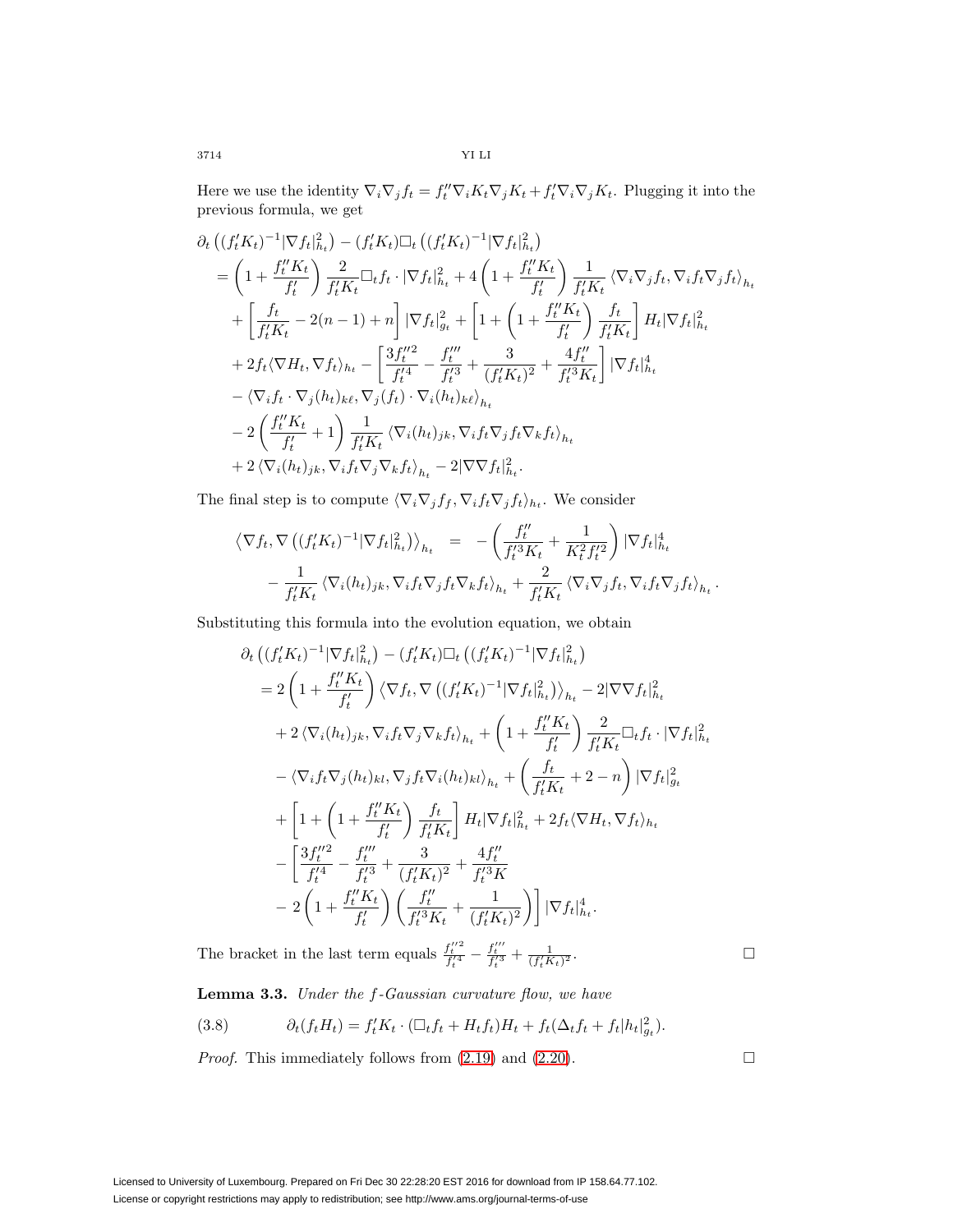Here we use the identity $\nabla_i\nabla_j f_t = f_t''\nabla_i K_t \nabla_j K_t + f_t'\nabla_i\nabla_j K_t$. Plugging it into the previous formula, we get

$$
\begin{aligned}
&\partial_t\left((f_t'K_t)^{-1}|\nabla f_t|^2_{h_t}\right) - (f_t'K_t)\Box_t\left((f_t'K_t)^{-1}|\nabla f_t|^2_{h_t}\right)\\
&= \left(1+\frac{f_t''K_t}{f_t'}\right)\frac{2}{f_t'K_t}\Box_t f_t\cdot|\nabla f_t|^2_{h_t} + 4\left(1+\frac{f_t''K_t}{f_t'}\right)\frac{1}{f_t'K_t}\left\langle\nabla_i\nabla_j f_t, \nabla_i f_t\nabla_j f_t\right\rangle_{h_t}\\
&\quad + \left[\frac{f_t}{f_t'K_t} - 2(n-1)+n\right]|\nabla f_t|^2_{g_t} + \left[1+\left(1+\frac{f_t''K_t}{f_t'}\right)\frac{f_t}{f_t'K_t}\right]H_t|\nabla f_t|^2_{h_t}\\
&\quad + 2f_t\langle\nabla H_t, \nabla f_t\rangle_{h_t} - \left[\frac{3f_t''^2}{f_t'^4} - \frac{f_t'''}{f_t'^3} + \frac{3}{(f_t'K_t)^2} + \frac{4f_t''}{f_t'^3K_t}\right]|\nabla f_t|^4_{h_t}\\
&\quad - \left\langle\nabla_i f_t\cdot\nabla_j(h_t)_{k\ell}, \nabla_j(f_t)\cdot\nabla_i(h_t)_{k\ell}\right\rangle_{h_t}\\
&\quad - 2\left(\frac{f_t''K_t}{f_t'}+1\right)\frac{1}{f_t'K_t}\left\langle\nabla_i(h_t)_{jk}, \nabla_i f_t\nabla_j f_t\nabla_k f_t\right\rangle_{h_t}\\
&\quad + 2\left\langle\nabla_i(h_t)_{jk}, \nabla_i f_t\nabla_j\nabla_k f_t\right\rangle_{h_t} - 2|\nabla\nabla f_t|^2_{h_t}.
\end{aligned}
$$

The final step is to compute $\langle\nabla_i\nabla_j f_f, \nabla_i f_t\nabla_j f_t\rangle_{h_t}$. We consider

$$
\begin{aligned}
\left\langle\nabla f_t, \nabla\left((f_t'K_t)^{-1}|\nabla f_t|^2_{h_t}\right)\right\rangle_{h_t} &= -\left(\frac{f_t''}{f_t'^3K_t} + \frac{1}{K_t^2f_t'^2}\right)|\nabla f_t|^4_{h_t}\\
&\quad - \frac{1}{f_t'K_t}\left\langle\nabla_i(h_t)_{jk}, \nabla_i f_t\nabla_j f_t\nabla_k f_t\right\rangle_{h_t} + \frac{2}{f_t'K_t}\left\langle\nabla_i\nabla_j f_t, \nabla_i f_t\nabla_j f_t\right\rangle_{h_t}.
\end{aligned}
$$

Substituting this formula into the evolution equation, we obtain

$$
\begin{aligned}
&\partial_t\left((f_t'K_t)^{-1}|\nabla f_t|^2_{h_t}\right) - (f_t'K_t)\Box_t\left((f_t'K_t)^{-1}|\nabla f_t|^2_{h_t}\right)\\
&= 2\left(1+\frac{f_t''K_t}{f_t'}\right)\left\langle\nabla f_t, \nabla\left((f_t'K_t)^{-1}|\nabla f_t|^2_{h_t}\right)\right\rangle_{h_t} - 2|\nabla\nabla f_t|^2_{h_t}\\
&\quad + 2\left\langle\nabla_i(h_t)_{jk}, \nabla_i f_t\nabla_j\nabla_k f_t\right\rangle_{h_t} + \left(1+\frac{f_t''K_t}{f_t'}\right)\frac{2}{f_t'K_t}\Box_t f_t\cdot|\nabla f_t|^2_{h_t}\\
&\quad - \left\langle\nabla_i f_t\nabla_j(h_t)_{kl}, \nabla_j f_t\nabla_i(h_t)_{kl}\right\rangle_{h_t} + \left(\frac{f_t}{f_t'K_t}+2-n\right)|\nabla f_t|^2_{g_t}\\
&\quad + \left[1+\left(1+\frac{f_t''K_t}{f_t'}\right)\frac{f_t}{f_t'K_t}\right]H_t|\nabla f_t|^2_{h_t} + 2f_t\langle\nabla H_t, \nabla f_t\rangle_{h_t}\\
&\quad - \left[\frac{3f_t''^2}{f_t'^4} - \frac{f_t'''}{f_t'^3} + \frac{3}{(f_t'K_t)^2} + \frac{4f_t''}{f_t'^3K}\right.\\
&\quad \left. - 2\left(1+\frac{f_t''K_t}{f_t'}\right)\left(\frac{f_t''}{f_t'^3K_t} + \frac{1}{(f_t'K_t)^2}\right)\right]|\nabla f_t|^4_{h_t}.
\end{aligned}
$$

The bracket in the last term equals $\frac{f_t''^2}{f_t'^4} - \frac{f_t'''}{f_t'^3} + \frac{1}{(f_t'K_t)^2}$. $\square$

**Lemma 3.3.** *Under the $f$-Gaussian curvature flow, we have*

$$
\partial_t(f_tH_t) = f_t'K_t\cdot(\Box_t f_t + H_tf_t)H_t + f_t(\Delta_t f_t + f_t|h_t|^2_{g_t}). \tag{3.8}
$$

*Proof.* This immediately follows from (2.19) and (2.20). $\square$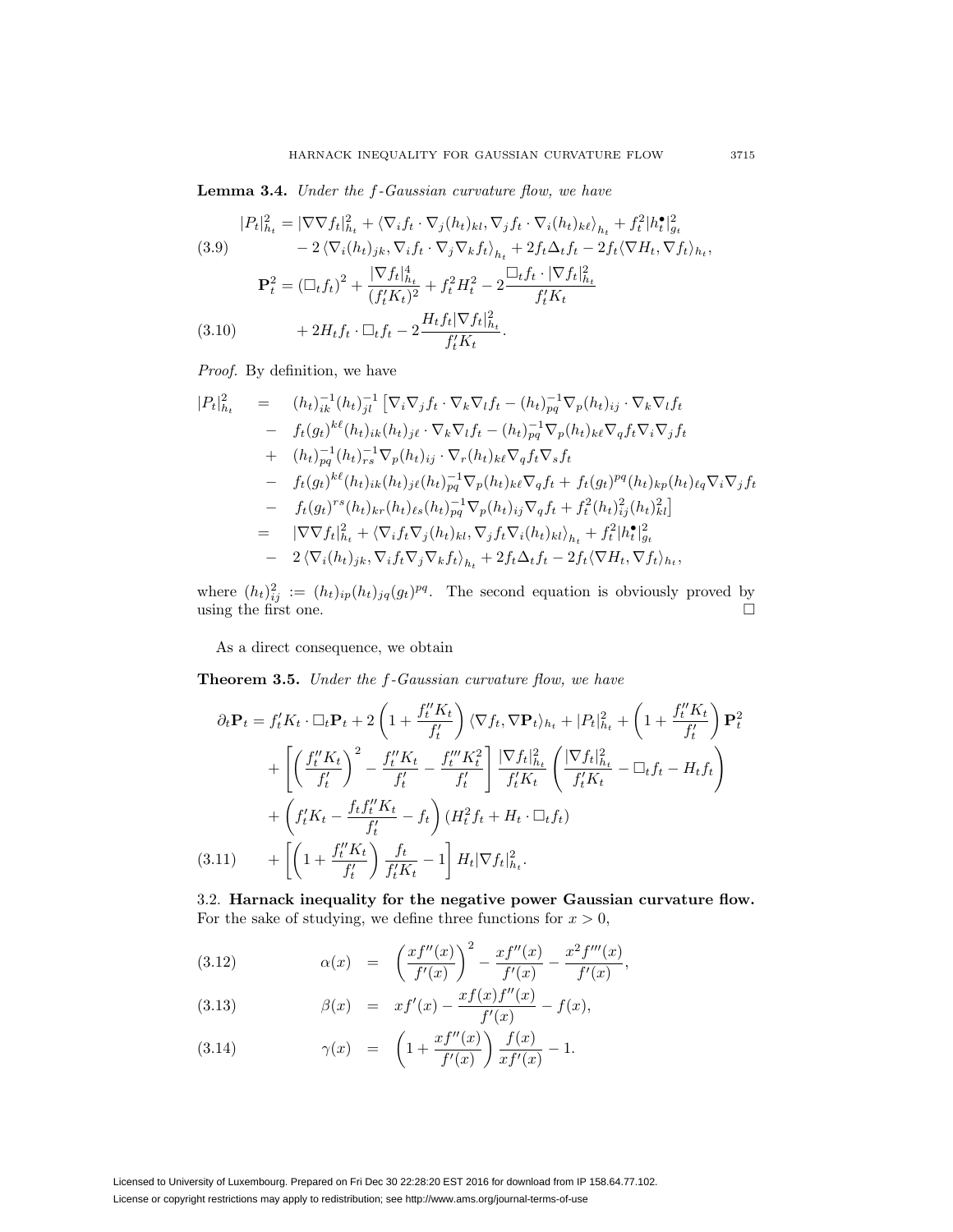**Lemma 3.4.** *Under the f-Gaussian curvature flow, we have*

$$
\begin{aligned}
|P_t|^2_{h_t} &= |\nabla\nabla f_t|^2_{h_t} + \langle \nabla_i f_t \cdot \nabla_j (h_t)_{kl}, \nabla_j f_t \cdot \nabla_i (h_t)_{k\ell}\rangle_{h_t} + f_t^2 |h_t^\bullet|^2_{g_t} \\
&\quad - 2\langle \nabla_i (h_t)_{jk}, \nabla_i f_t \cdot \nabla_j \nabla_k f_t\rangle_{h_t} + 2 f_t \Delta_t f_t - 2 f_t \langle \nabla H_t, \nabla f_t\rangle_{h_t},
\end{aligned} \tag{3.9}
$$

$$
\begin{aligned}
\mathbf{P}_t^2 &= \left(\Box_t f_t\right)^2 + \frac{|\nabla f_t|^4_{h_t}}{(f_t' K_t)^2} + f_t^2 H_t^2 - 2\frac{\Box_t f_t \cdot |\nabla f_t|^2_{h_t}}{f_t' K_t} \\
&\quad + 2 H_t f_t \cdot \Box_t f_t - 2\frac{H_t f_t |\nabla f_t|^2_{h_t}}{f_t' K_t}.
\end{aligned} \tag{3.10}
$$

*Proof.* By definition, we have

$$
\begin{aligned}
|P_t|^2_{h_t} \;=\;& (h_t)^{-1}_{ik}(h_t)^{-1}_{jl}\big[\nabla_i\nabla_j f_t \cdot \nabla_k \nabla_l f_t - (h_t)^{-1}_{pq}\nabla_p (h_t)_{ij}\cdot \nabla_k\nabla_l f_t \\
&- f_t (g_t)^{k\ell}(h_t)_{ik}(h_t)_{j\ell}\cdot \nabla_k \nabla_l f_t - (h_t)^{-1}_{pq}\nabla_p (h_t)_{k\ell}\nabla_q f_t \nabla_i\nabla_j f_t \\
&+ (h_t)^{-1}_{pq}(h_t)^{-1}_{rs}\nabla_p (h_t)_{ij}\cdot \nabla_r (h_t)_{k\ell}\nabla_q f_t \nabla_s f_t \\
&- f_t (g_t)^{k\ell}(h_t)_{ik}(h_t)_{j\ell}(h_t)^{-1}_{pq}\nabla_p (h_t)_{k\ell}\nabla_q f_t + f_t (g_t)^{pq}(h_t)_{kp}(h_t)_{\ell q}\nabla_i \nabla_j f_t \\
&- f_t (g_t)^{rs}(h_t)_{kr}(h_t)_{\ell s}(h_t)^{-1}_{pq}\nabla_p (h_t)_{ij}\nabla_q f_t + f_t^2 (h_t)^2_{ij}(h_t)^2_{kl}\big] \\
=\;& |\nabla\nabla f_t|^2_{h_t} + \langle \nabla_i f_t \nabla_j (h_t)_{kl}, \nabla_j f_t \nabla_i (h_t)_{kl}\rangle_{h_t} + f_t^2 |h_t^\bullet|^2_{g_t} \\
&- 2\langle \nabla_i (h_t)_{jk}, \nabla_i f_t \nabla_j \nabla_k f_t\rangle_{h_t} + 2 f_t \Delta_t f_t - 2 f_t \langle \nabla H_t, \nabla f_t\rangle_{h_t},
\end{aligned}
$$

where $(h_t)^2_{ij} := (h_t)_{ip}(h_t)_{jq}(g_t)^{pq}$. The second equation is obviously proved by using the first one. $\square$

As a direct consequence, we obtain

**Theorem 3.5.** *Under the f-Gaussian curvature flow, we have*

$$
\begin{aligned}
\partial_t \mathbf{P}_t &= f_t' K_t \cdot \Box_t \mathbf{P}_t + 2\left(1 + \frac{f_t'' K_t}{f_t'}\right)\langle \nabla f_t, \nabla \mathbf{P}_t\rangle_{h_t} + |P_t|^2_{h_t} + \left(1 + \frac{f_t'' K_t}{f_t'}\right)\mathbf{P}_t^2 \\
&\quad + \left[\left(\frac{f_t'' K_t}{f_t'}\right)^2 - \frac{f_t'' K_t}{f_t'} - \frac{f_t''' K_t^2}{f_t'}\right]\frac{|\nabla f_t|^2_{h_t}}{f_t' K_t}\left(\frac{|\nabla f_t|^2_{h_t}}{f_t' K_t} - \Box_t f_t - H_t f_t\right) \\
&\quad + \left(f_t' K_t - \frac{f_t f_t'' K_t}{f_t'} - f_t\right)\left(H_t^2 f_t + H_t \cdot \Box_t f_t\right) \\
&\quad + \left[\left(1 + \frac{f_t'' K_t}{f_t'}\right)\frac{f_t}{f_t' K_t} - 1\right] H_t |\nabla f_t|^2_{h_t}.
\end{aligned} \tag{3.11}
$$

### 3.2. Harnack inequality for the negative power Gaussian curvature flow.

For the sake of studying, we define three functions for $x > 0$,

$$
\alpha(x) = \left(\frac{x f''(x)}{f'(x)}\right)^2 - \frac{x f''(x)}{f'(x)} - \frac{x^2 f'''(x)}{f'(x)}, \tag{3.12}
$$

$$
\beta(x) = x f'(x) - \frac{x f(x) f''(x)}{f'(x)} - f(x), \tag{3.13}
$$

$$
\gamma(x) = \left(1 + \frac{x f''(x)}{f'(x)}\right)\frac{f(x)}{x f'(x)} - 1. \tag{3.14}
$$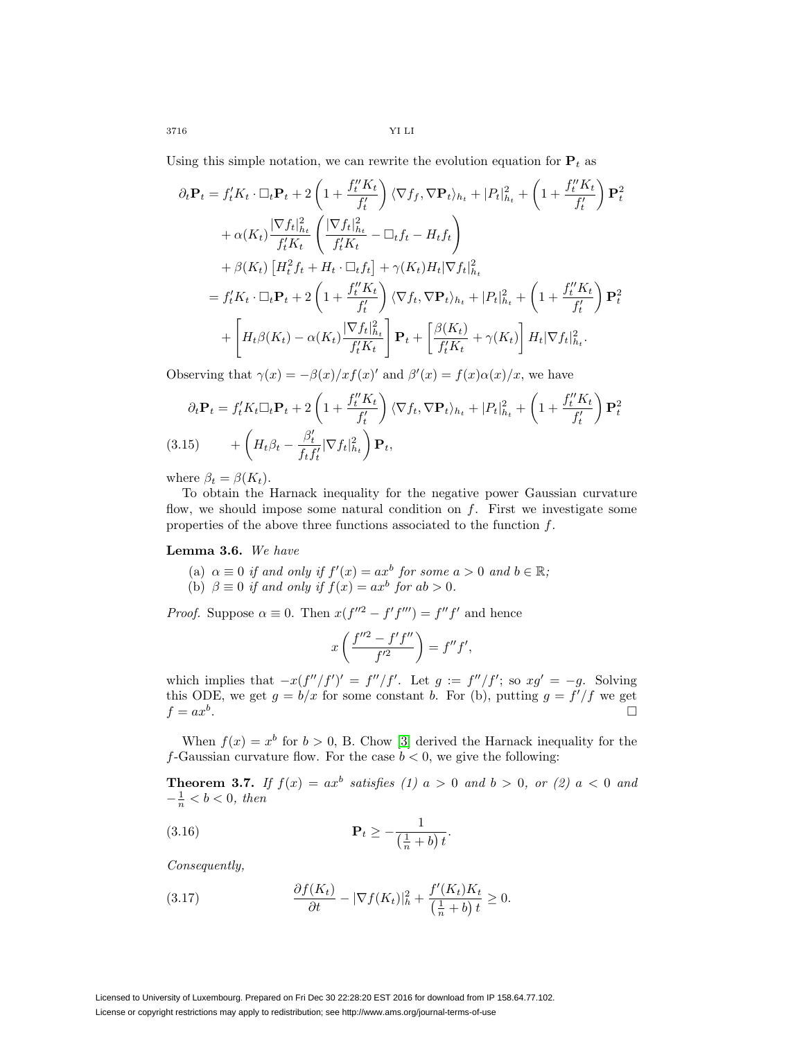Using this simple notation, we can rewrite the evolution equation for $\mathbf{P}_t$ as

$$
\begin{aligned}
\partial_t \mathbf{P}_t &= f_t' K_t \cdot \Box_t \mathbf{P}_t + 2\left(1 + \frac{f_t'' K_t}{f_t'}\right) \langle \nabla f_f, \nabla \mathbf{P}_t \rangle_{h_t} + |P_t|^2_{h_t} + \left(1 + \frac{f_t'' K_t}{f_t'}\right) \mathbf{P}_t^2 \\
&\quad + \alpha(K_t) \frac{|\nabla f_t|^2_{h_t}}{f_t' K_t} \left( \frac{|\nabla f_t|^2_{h_t}}{f_t' K_t} - \Box_t f_t - H_t f_t \right) \\
&\quad + \beta(K_t) \left[ H_t^2 f_t + H_t \cdot \Box_t f_t \right] + \gamma(K_t) H_t |\nabla f_t|^2_{h_t} \\
&= f_t' K_t \cdot \Box_t \mathbf{P}_t + 2\left(1 + \frac{f_t'' K_t}{f_t'}\right) \langle \nabla f_t, \nabla \mathbf{P}_t \rangle_{h_t} + |P_t|^2_{h_t} + \left(1 + \frac{f_t'' K_t}{f_t'}\right) \mathbf{P}_t^2 \\
&\quad + \left[ H_t \beta(K_t) - \alpha(K_t) \frac{|\nabla f_t|^2_{h_t}}{f_t' K_t} \right] \mathbf{P}_t + \left[ \frac{\beta(K_t)}{f_t' K_t} + \gamma(K_t) \right] H_t |\nabla f_t|^2_{h_t}.
\end{aligned}
$$

Observing that $\gamma(x) = -\beta(x)/x f(x)'$ and $\beta'(x) = f(x)\alpha(x)/x$, we have

$$
\begin{aligned}
\partial_t \mathbf{P}_t &= f_t' K_t \Box_t \mathbf{P}_t + 2\left(1 + \frac{f_t'' K_t}{f_t'}\right) \langle \nabla f_t, \nabla \mathbf{P}_t \rangle_{h_t} + |P_t|^2_{h_t} + \left(1 + \frac{f_t'' K_t}{f_t'}\right) \mathbf{P}_t^2 \\
&\quad + \left( H_t \beta_t - \frac{\beta_t'}{f_t f_t'} |\nabla f_t|^2_{h_t} \right) \mathbf{P}_t,
\end{aligned}
\tag{3.15}
$$

where $\beta_t = \beta(K_t)$.

To obtain the Harnack inequality for the negative power Gaussian curvature flow, we should impose some natural condition on $f$. First we investigate some properties of the above three functions associated to the function $f$.

**Lemma 3.6.** *We have*

(a) *$\alpha \equiv 0$ if and only if $f'(x) = ax^b$ for some $a > 0$ and $b \in \mathbb{R}$;*
(b) *$\beta \equiv 0$ if and only if $f(x) = ax^b$ for $ab > 0$.*

*Proof.* Suppose $\alpha \equiv 0$. Then $x(f''^2 - f'f''') = f''f'$ and hence

$$
x\left( \frac{f''^2 - f'f''}{f'^2} \right) = f''f',
$$

which implies that $-x(f''/f')' = f''/f'$. Let $g := f''/f'$; so $xg' = -g$. Solving this ODE, we get $g = b/x$ for some constant $b$. For (b), putting $g = f'/f$ we get $f = ax^b$. $\square$

When $f(x) = x^b$ for $b > 0$, B. Chow [3] derived the Harnack inequality for the $f$-Gaussian curvature flow. For the case $b < 0$, we give the following:

**Theorem 3.7.** *If $f(x) = ax^b$ satisfies (1) $a > 0$ and $b > 0$, or (2) $a < 0$ and $-\frac{1}{n} < b < 0$, then*

$$
\mathbf{P}_t \geq -\frac{1}{\left(\frac{1}{n} + b\right) t}. \tag{3.16}
$$

*Consequently,*

$$
\frac{\partial f(K_t)}{\partial t} - |\nabla f(K_t)|^2_h + \frac{f'(K_t) K_t}{\left(\frac{1}{n} + b\right) t} \geq 0. \tag{3.17}
$$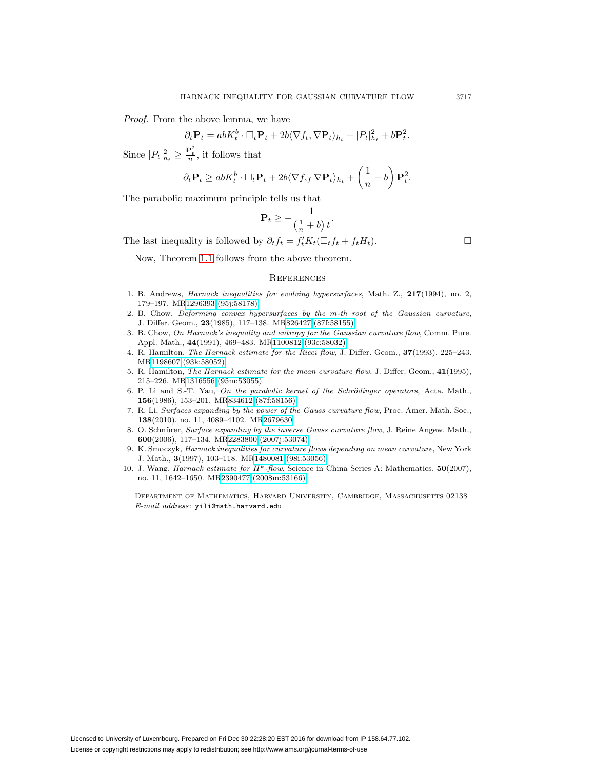*Proof.* From the above lemma, we have

$$\partial_t \mathbf{P}_t = abK_t^b \cdot \Box_t \mathbf{P}_t + 2b\langle \nabla f_t, \nabla \mathbf{P}_t \rangle_{h_t} + |P_t|^2_{h_t} + b\mathbf{P}_t^2.$$

Since $|P_t|^2_{h_t} \geq \frac{\mathbf{P}_t^2}{n}$, it follows that

$$\partial_t \mathbf{P}_t \geq abK_t^b \cdot \Box_t \mathbf{P}_t + 2b\langle \nabla f_{t,f} \, \nabla \mathbf{P}_t \rangle_{h_t} + \left(\frac{1}{n} + b\right) \mathbf{P}_t^2.$$

The parabolic maximum principle tells us that

$$\mathbf{P}_t \geq -\frac{1}{\left(\frac{1}{n} + b\right) t}.$$

The last inequality is followed by $\partial_t f_t = f_t' K_t (\Box_t f_t + f_t H_t)$. □

Now, Theorem 1.1 follows from the above theorem.

## References

1. B. Andrews, *Harnack inequalities for evolving hypersurfaces*, Math. Z., **217**(1994), no. 2, 179–197. MR1296393 (95j:58178)
2. B. Chow, *Deforming convex hypersurfaces by the m-th root of the Gaussian curvature*, J. Differ. Geom., **23**(1985), 117–138. MR826427 (87f:58155)
3. B. Chow, *On Harnack's inequality and entropy for the Gaussian curvature flow*, Comm. Pure. Appl. Math., **44**(1991), 469–483. MR1100812 (93e:58032)
4. R. Hamilton, *The Harnack estimate for the Ricci flow*, J. Differ. Geom., **37**(1993), 225–243. MR1198607 (93k:58052)
5. R. Hamilton, *The Harnack estimate for the mean curvature flow*, J. Differ. Geom., **41**(1995), 215–226. MR1316556 (95m:53055)
6. P. Li and S.-T. Yau, *On the parabolic kernel of the Schrödinger operators*, Acta. Math., **156**(1986), 153–201. MR834612 (87f:58156)
7. R. Li, *Surfaces expanding by the power of the Gauss curvature flow*, Proc. Amer. Math. Soc., **138**(2010), no. 11, 4089–4102. MR2679630
8. O. Schnürer, *Surface expanding by the inverse Gauss curvature flow*, J. Reine Angew. Math., **600**(2006), 117–134. MR2283800 (2007j:53074)
9. K. Smoczyk, *Harnack inequalities for curvature flows depending on mean curvature*, New York J. Math., **3**(1997), 103–118. MR1480081 (98i:53056)
10. J. Wang, *Harnack estimate for $H^k$-flow*, Science in China Series A: Mathematics, **50**(2007), no. 11, 1642–1650. MR2390477 (2008m:53166)

Department of Mathematics, Harvard University, Cambridge, Massachusetts 02138
*E-mail address*: yili@math.harvard.edu